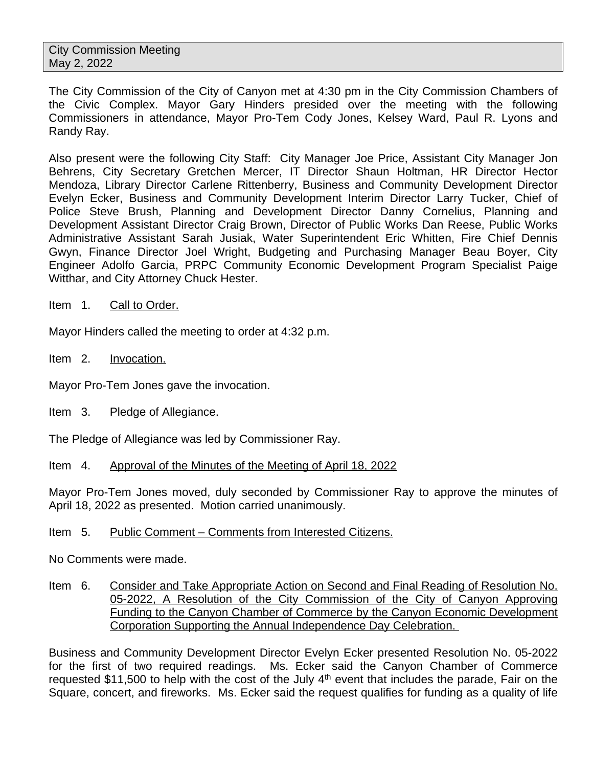City Commission Meeting
May 2, 2022

The City Commission of the City of Canyon met at 4:30 pm in the City Commission Chambers of the Civic Complex. Mayor Gary Hinders presided over the meeting with the following Commissioners in attendance, Mayor Pro-Tem Cody Jones, Kelsey Ward, Paul R. Lyons and Randy Ray.

Also present were the following City Staff: City Manager Joe Price, Assistant City Manager Jon Behrens, City Secretary Gretchen Mercer, IT Director Shaun Holtman, HR Director Hector Mendoza, Library Director Carlene Rittenberry, Business and Community Development Director Evelyn Ecker, Business and Community Development Interim Director Larry Tucker, Chief of Police Steve Brush, Planning and Development Director Danny Cornelius, Planning and Development Assistant Director Craig Brown, Director of Public Works Dan Reese, Public Works Administrative Assistant Sarah Jusiak, Water Superintendent Eric Whitten, Fire Chief Dennis Gwyn, Finance Director Joel Wright, Budgeting and Purchasing Manager Beau Boyer, City Engineer Adolfo Garcia, PRPC Community Economic Development Program Specialist Paige Witthar, and City Attorney Chuck Hester.

Item 1. Call to Order.

Mayor Hinders called the meeting to order at 4:32 p.m.

Item 2. Invocation.

Mayor Pro-Tem Jones gave the invocation.

Item 3. Pledge of Allegiance.

The Pledge of Allegiance was led by Commissioner Ray.

Item 4. Approval of the Minutes of the Meeting of April 18, 2022

Mayor Pro-Tem Jones moved, duly seconded by Commissioner Ray to approve the minutes of April 18, 2022 as presented. Motion carried unanimously.

Item 5. Public Comment – Comments from Interested Citizens.

No Comments were made.

Item 6. Consider and Take Appropriate Action on Second and Final Reading of Resolution No. 05-2022, A Resolution of the City Commission of the City of Canyon Approving Funding to the Canyon Chamber of Commerce by the Canyon Economic Development Corporation Supporting the Annual Independence Day Celebration.

Business and Community Development Director Evelyn Ecker presented Resolution No. 05-2022 for the first of two required readings. Ms. Ecker said the Canyon Chamber of Commerce requested $11,500 to help with the cost of the July 4th event that includes the parade, Fair on the Square, concert, and fireworks. Ms. Ecker said the request qualifies for funding as a quality of life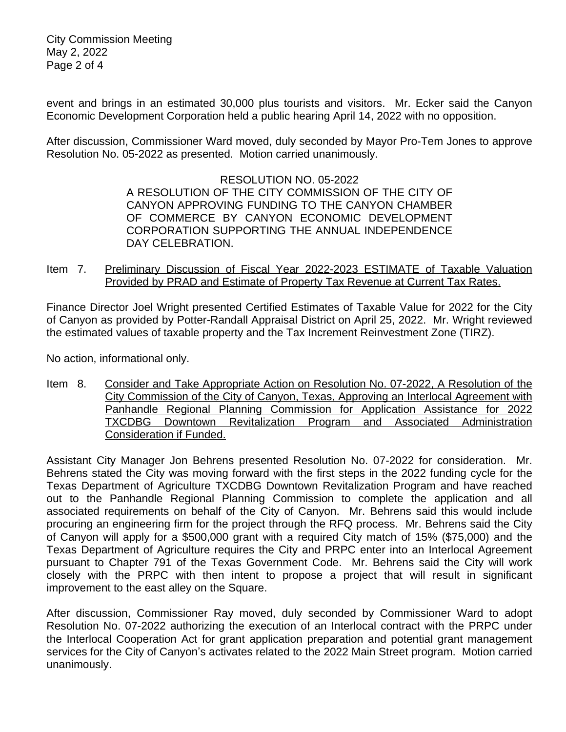event and brings in an estimated 30,000 plus tourists and visitors. Mr. Ecker said the Canyon Economic Development Corporation held a public hearing April 14, 2022 with no opposition.

After discussion, Commissioner Ward moved, duly seconded by Mayor Pro-Tem Jones to approve Resolution No. 05-2022 as presented. Motion carried unanimously.

RESOLUTION NO. 05-2022
A RESOLUTION OF THE CITY COMMISSION OF THE CITY OF CANYON APPROVING FUNDING TO THE CANYON CHAMBER OF COMMERCE BY CANYON ECONOMIC DEVELOPMENT CORPORATION SUPPORTING THE ANNUAL INDEPENDENCE DAY CELEBRATION.

Item 7. <u>Preliminary Discussion of Fiscal Year 2022-2023 ESTIMATE of Taxable Valuation Provided by PRAD and Estimate of Property Tax Revenue at Current Tax Rates.</u>

Finance Director Joel Wright presented Certified Estimates of Taxable Value for 2022 for the City of Canyon as provided by Potter-Randall Appraisal District on April 25, 2022. Mr. Wright reviewed the estimated values of taxable property and the Tax Increment Reinvestment Zone (TIRZ).

No action, informational only.

Item 8. <u>Consider and Take Appropriate Action on Resolution No. 07-2022, A Resolution of the City Commission of the City of Canyon, Texas, Approving an Interlocal Agreement with Panhandle Regional Planning Commission for Application Assistance for 2022 TXCDBG Downtown Revitalization Program and Associated Administration Consideration if Funded.</u>

Assistant City Manager Jon Behrens presented Resolution No. 07-2022 for consideration. Mr. Behrens stated the City was moving forward with the first steps in the 2022 funding cycle for the Texas Department of Agriculture TXCDBG Downtown Revitalization Program and have reached out to the Panhandle Regional Planning Commission to complete the application and all associated requirements on behalf of the City of Canyon. Mr. Behrens said this would include procuring an engineering firm for the project through the RFQ process. Mr. Behrens said the City of Canyon will apply for a $500,000 grant with a required City match of 15% ($75,000) and the Texas Department of Agriculture requires the City and PRPC enter into an Interlocal Agreement pursuant to Chapter 791 of the Texas Government Code. Mr. Behrens said the City will work closely with the PRPC with then intent to propose a project that will result in significant improvement to the east alley on the Square.

After discussion, Commissioner Ray moved, duly seconded by Commissioner Ward to adopt Resolution No. 07-2022 authorizing the execution of an Interlocal contract with the PRPC under the Interlocal Cooperation Act for grant application preparation and potential grant management services for the City of Canyon's activates related to the 2022 Main Street program. Motion carried unanimously.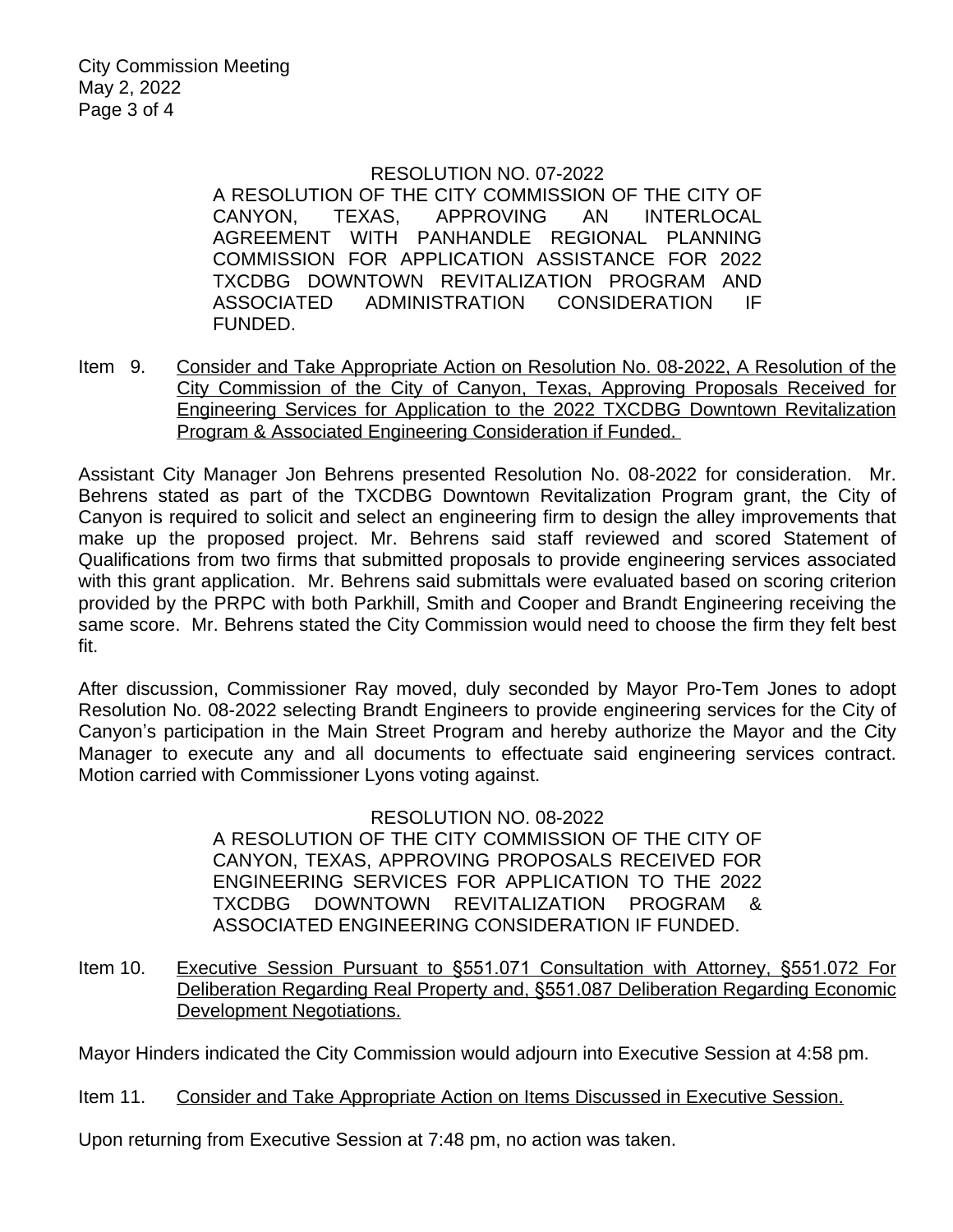RESOLUTION NO. 07-2022

A RESOLUTION OF THE CITY COMMISSION OF THE CITY OF CANYON, TEXAS, APPROVING AN INTERLOCAL AGREEMENT WITH PANHANDLE REGIONAL PLANNING COMMISSION FOR APPLICATION ASSISTANCE FOR 2022 TXCDBG DOWNTOWN REVITALIZATION PROGRAM AND ASSOCIATED ADMINISTRATION CONSIDERATION IF FUNDED.

Item 9. Consider and Take Appropriate Action on Resolution No. 08-2022, A Resolution of the City Commission of the City of Canyon, Texas, Approving Proposals Received for Engineering Services for Application to the 2022 TXCDBG Downtown Revitalization Program & Associated Engineering Consideration if Funded.

Assistant City Manager Jon Behrens presented Resolution No. 08-2022 for consideration. Mr. Behrens stated as part of the TXCDBG Downtown Revitalization Program grant, the City of Canyon is required to solicit and select an engineering firm to design the alley improvements that make up the proposed project. Mr. Behrens said staff reviewed and scored Statement of Qualifications from two firms that submitted proposals to provide engineering services associated with this grant application. Mr. Behrens said submittals were evaluated based on scoring criterion provided by the PRPC with both Parkhill, Smith and Cooper and Brandt Engineering receiving the same score. Mr. Behrens stated the City Commission would need to choose the firm they felt best fit.

After discussion, Commissioner Ray moved, duly seconded by Mayor Pro-Tem Jones to adopt Resolution No. 08-2022 selecting Brandt Engineers to provide engineering services for the City of Canyon's participation in the Main Street Program and hereby authorize the Mayor and the City Manager to execute any and all documents to effectuate said engineering services contract. Motion carried with Commissioner Lyons voting against.

RESOLUTION NO. 08-2022

A RESOLUTION OF THE CITY COMMISSION OF THE CITY OF CANYON, TEXAS, APPROVING PROPOSALS RECEIVED FOR ENGINEERING SERVICES FOR APPLICATION TO THE 2022 TXCDBG DOWNTOWN REVITALIZATION PROGRAM & ASSOCIATED ENGINEERING CONSIDERATION IF FUNDED.

Item 10. Executive Session Pursuant to §551.071 Consultation with Attorney, §551.072 For Deliberation Regarding Real Property and, §551.087 Deliberation Regarding Economic Development Negotiations.

Mayor Hinders indicated the City Commission would adjourn into Executive Session at 4:58 pm.

Item 11. Consider and Take Appropriate Action on Items Discussed in Executive Session.

Upon returning from Executive Session at 7:48 pm, no action was taken.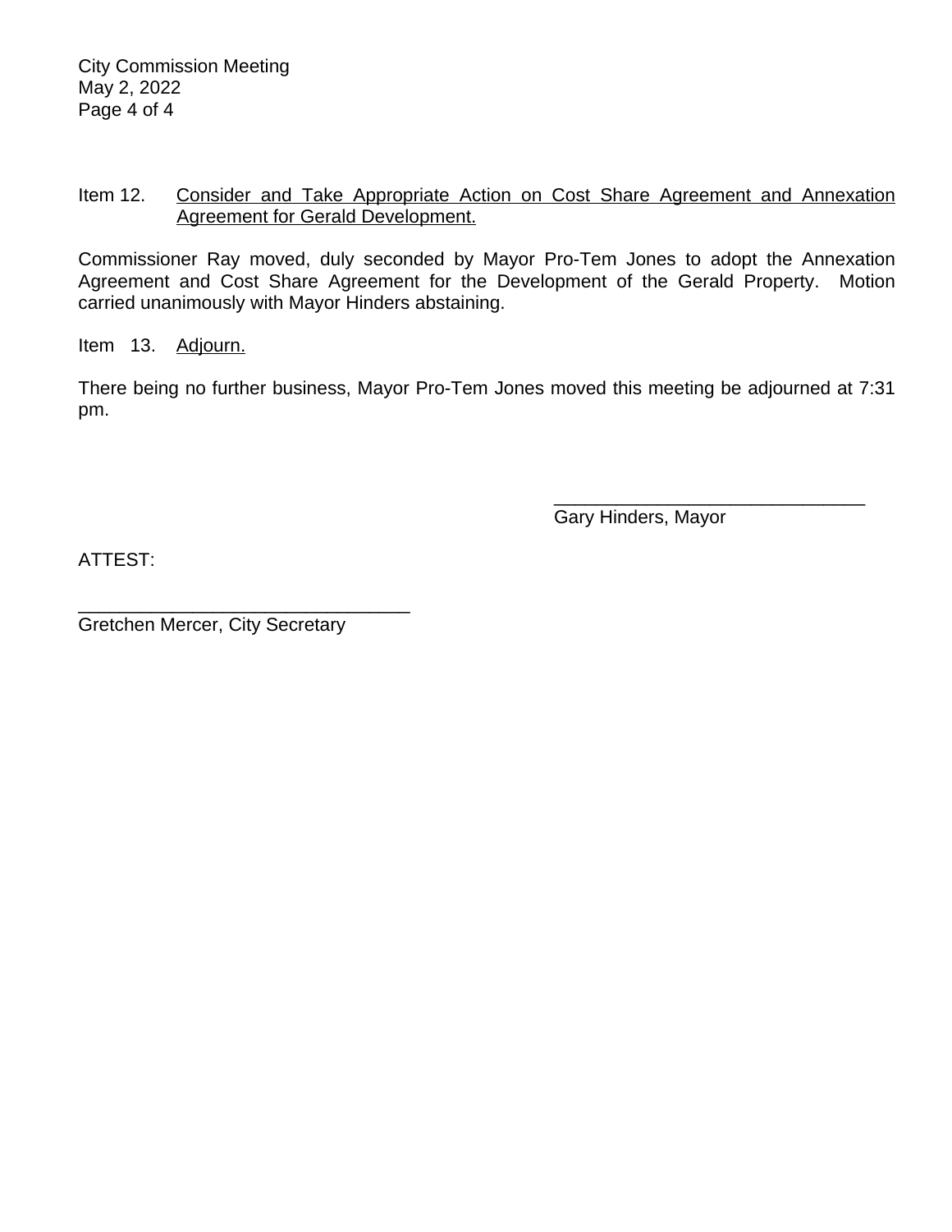Item 12. Consider and Take Appropriate Action on Cost Share Agreement and Annexation Agreement for Gerald Development.

Commissioner Ray moved, duly seconded by Mayor Pro-Tem Jones to adopt the Annexation Agreement and Cost Share Agreement for the Development of the Gerald Property. Motion carried unanimously with Mayor Hinders abstaining.

Item 13. Adjourn.

There being no further business, Mayor Pro-Tem Jones moved this meeting be adjourned at 7:31 pm.

______________________________
Gary Hinders, Mayor

ATTEST:

______________________________
Gretchen Mercer, City Secretary